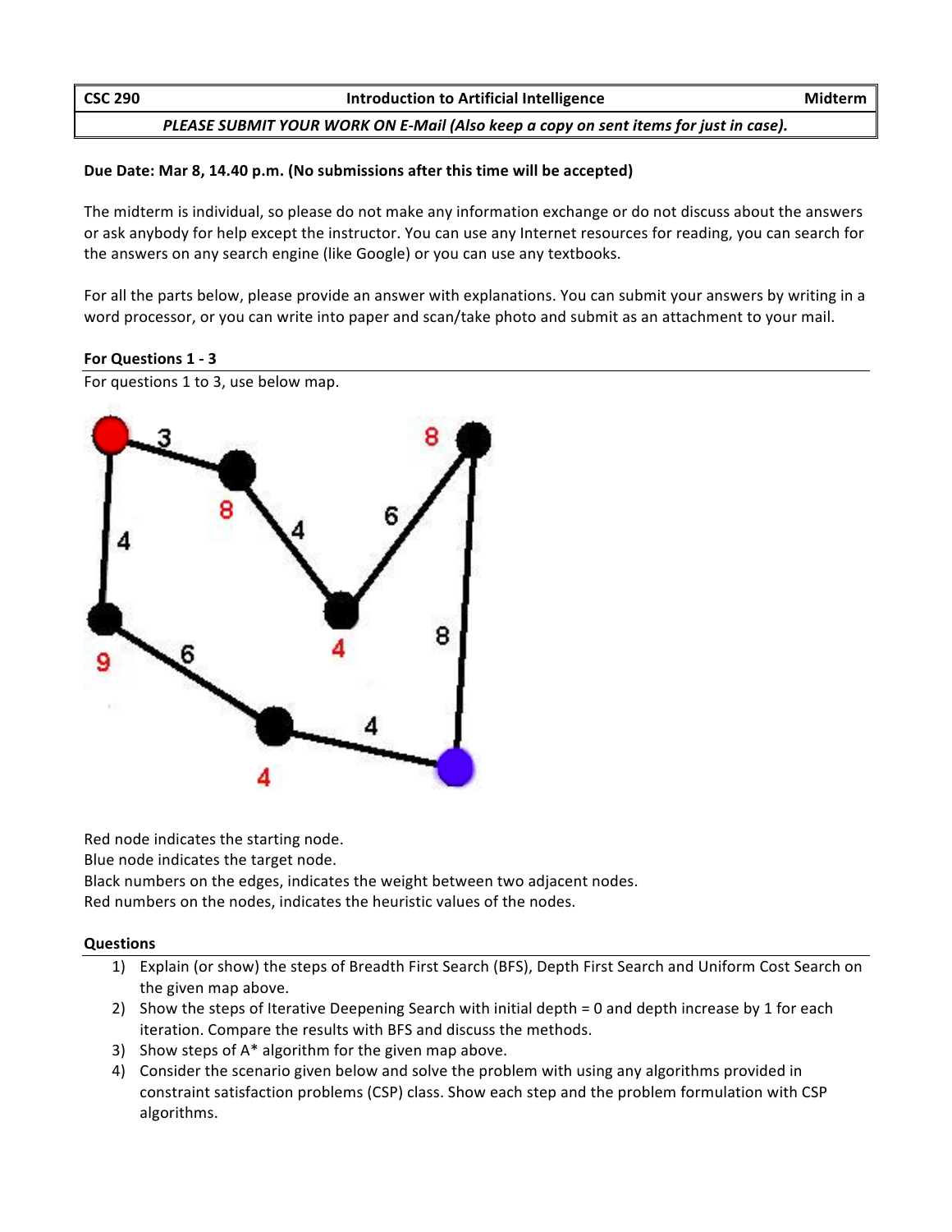| CSC 290 | Introduction to Artificial Intelligence | Midterm |
| --- | --- | --- |
| *PLEASE SUBMIT YOUR WORK ON E-Mail (Also keep a copy on sent items for just in case).* | | |

**Due Date: Mar 8, 14.40 p.m. (No submissions after this time will be accepted)**

The midterm is individual, so please do not make any information exchange or do not discuss about the answers or ask anybody for help except the instructor. You can use any Internet resources for reading, you can search for the answers on any search engine (like Google) or you can use any textbooks.

For all the parts below, please provide an answer with explanations. You can submit your answers by writing in a word processor, or you can write into paper and scan/take photo and submit as an attachment to your mail.

**For Questions 1 - 3**

For questions 1 to 3, use below map.

Red node indicates the starting node.
Blue node indicates the target node.
Black numbers on the edges, indicates the weight between two adjacent nodes.
Red numbers on the nodes, indicates the heuristic values of the nodes.

**Questions**

1) Explain (or show) the steps of Breadth First Search (BFS), Depth First Search and Uniform Cost Search on the given map above.
2) Show the steps of Iterative Deepening Search with initial depth = 0 and depth increase by 1 for each iteration. Compare the results with BFS and discuss the methods.
3) Show steps of A* algorithm for the given map above.
4) Consider the scenario given below and solve the problem with using any algorithms provided in constraint satisfaction problems (CSP) class. Show each step and the problem formulation with CSP algorithms.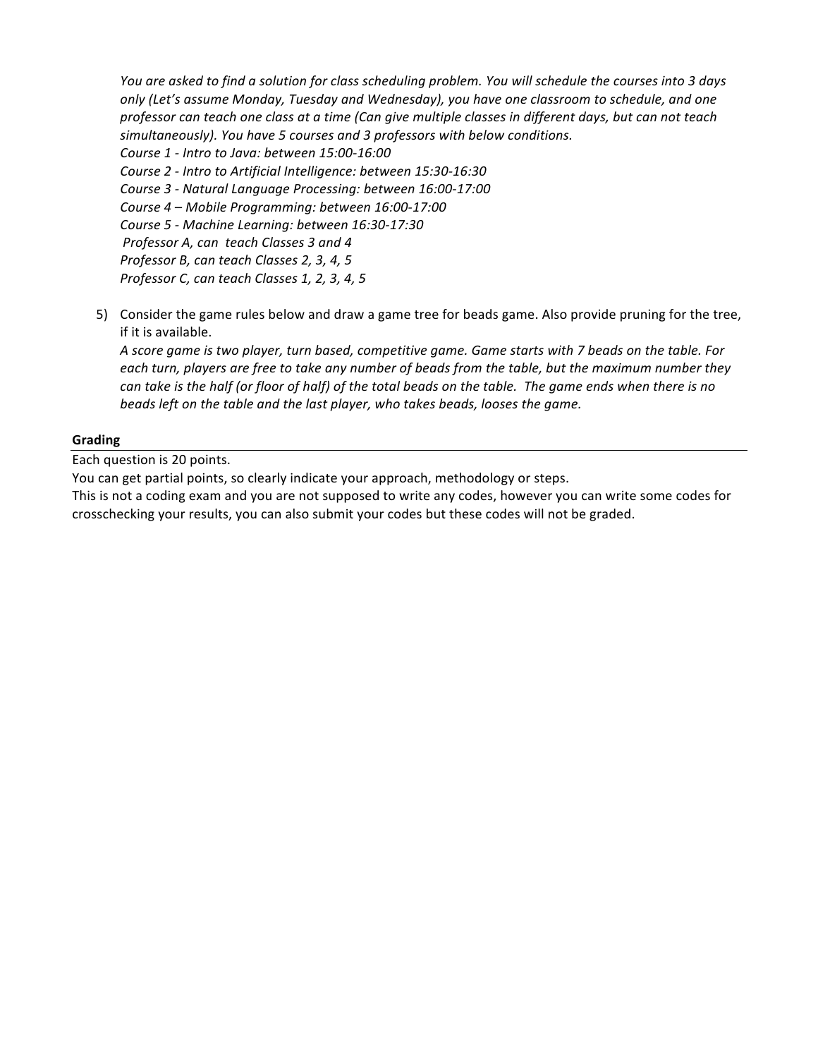*You are asked to find a solution for class scheduling problem. You will schedule the courses into 3 days only (Let's assume Monday, Tuesday and Wednesday), you have one classroom to schedule, and one professor can teach one class at a time (Can give multiple classes in different days, but can not teach simultaneously). You have 5 courses and 3 professors with below conditions.*
*Course 1 - Intro to Java: between 15:00-16:00*
*Course 2 - Intro to Artificial Intelligence: between 15:30-16:30*
*Course 3 - Natural Language Processing: between 16:00-17:00*
*Course 4 – Mobile Programming: between 16:00-17:00*
*Course 5 - Machine Learning: between 16:30-17:30*
*Professor A, can teach Classes 3 and 4*
*Professor B, can teach Classes 2, 3, 4, 5*
*Professor C, can teach Classes 1, 2, 3, 4, 5*

5) Consider the game rules below and draw a game tree for beads game. Also provide pruning for the tree, if it is available.
*A score game is two player, turn based, competitive game. Game starts with 7 beads on the table. For each turn, players are free to take any number of beads from the table, but the maximum number they can take is the half (or floor of half) of the total beads on the table. The game ends when there is no beads left on the table and the last player, who takes beads, looses the game.*

**Grading**

Each question is 20 points.
You can get partial points, so clearly indicate your approach, methodology or steps.
This is not a coding exam and you are not supposed to write any codes, however you can write some codes for crosschecking your results, you can also submit your codes but these codes will not be graded.